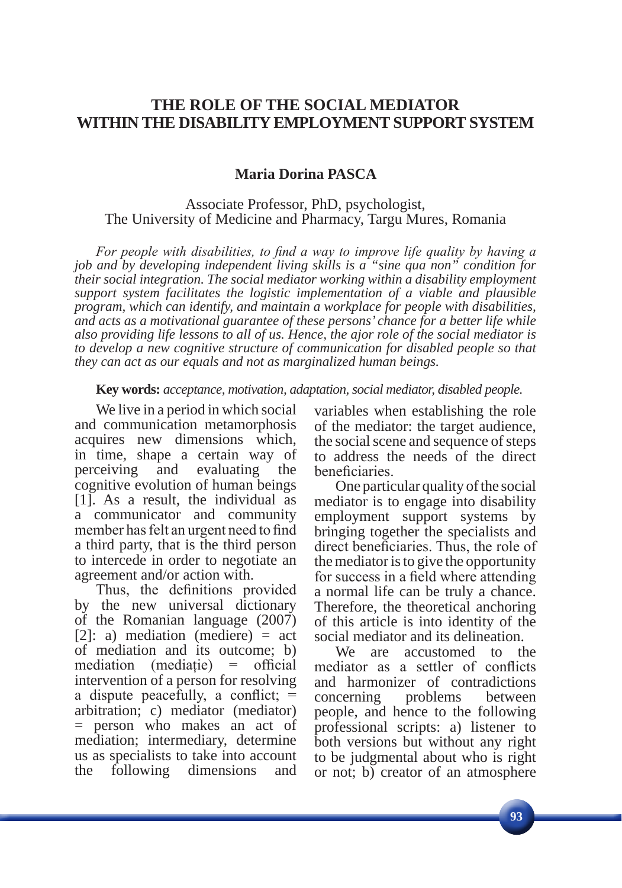# THE ROLE OF THE SOCIAL MEDIATOR WITHIN THE DISABILITY EMPLOYMENT SUPPORT SYSTEM

**Maria Dorina PASCA**

Associate Professor, PhD, psychologist,
The University of Medicine and Pharmacy, Targu Mures, Romania

*For people with disabilities, to find a way to improve life quality by having a job and by developing independent living skills is a "sine qua non" condition for their social integration. The social mediator working within a disability employment support system facilitates the logistic implementation of a viable and plausible program, which can identify, and maintain a workplace for people with disabilities, and acts as a motivational guarantee of these persons' chance for a better life while also providing life lessons to all of us. Hence, the ajor role of the social mediator is to develop a new cognitive structure of communication for disabled people so that they can act as our equals and not as marginalized human beings.*

**Key words:** *acceptance, motivation, adaptation, social mediator, disabled people.*

We live in a period in which social and communication metamorphosis acquires new dimensions which, in time, shape a certain way of perceiving and evaluating the cognitive evolution of human beings [1]. As a result, the individual as a communicator and community member has felt an urgent need to find a third party, that is the third person to intercede in order to negotiate an agreement and/or action with.

Thus, the definitions provided by the new universal dictionary of the Romanian language (2007) [2]: a) mediation (mediere) = act of mediation and its outcome; b) mediation (mediaţie) = official intervention of a person for resolving a dispute peacefully, a conflict; = arbitration; c) mediator (mediator) = person who makes an act of mediation; intermediary, determine us as specialists to take into account the following dimensions and variables when establishing the role of the mediator: the target audience, the social scene and sequence of steps to address the needs of the direct beneficiaries.

One particular quality of the social mediator is to engage into disability employment support systems by bringing together the specialists and direct beneficiaries. Thus, the role of the mediator is to give the opportunity for success in a field where attending a normal life can be truly a chance. Therefore, the theoretical anchoring of this article is into identity of the social mediator and its delineation.

We are accustomed to the mediator as a settler of conflicts and harmonizer of contradictions concerning problems between people, and hence to the following professional scripts: a) listener to both versions but without any right to be judgmental about who is right or not; b) creator of an atmosphere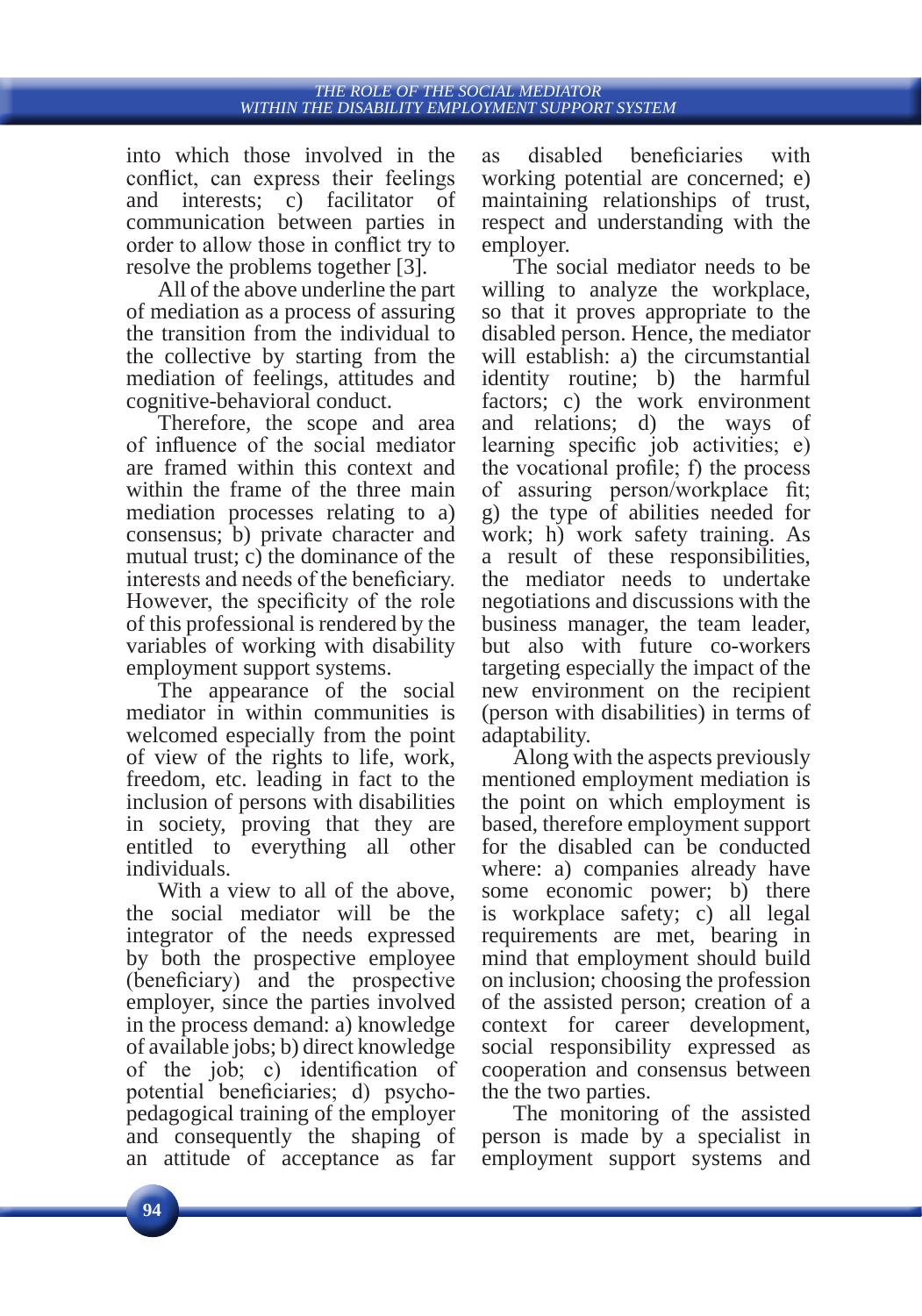into which those involved in the conflict, can express their feelings and interests; c) facilitator of communication between parties in order to allow those in conflict try to resolve the problems together [3].

All of the above underline the part of mediation as a process of assuring the transition from the individual to the collective by starting from the mediation of feelings, attitudes and cognitive-behavioral conduct.

Therefore, the scope and area of influence of the social mediator are framed within this context and within the frame of the three main mediation processes relating to a) consensus; b) private character and mutual trust; c) the dominance of the interests and needs of the beneficiary. However, the specificity of the role of this professional is rendered by the variables of working with disability employment support systems.

The appearance of the social mediator in within communities is welcomed especially from the point of view of the rights to life, work, freedom, etc. leading in fact to the inclusion of persons with disabilities in society, proving that they are entitled to everything all other individuals.

With a view to all of the above, the social mediator will be the integrator of the needs expressed by both the prospective employee (beneficiary) and the prospective employer, since the parties involved in the process demand: a) knowledge of available jobs; b) direct knowledge of the job; c) identification of potential beneficiaries; d) psycho-pedagogical training of the employer and consequently the shaping of an attitude of acceptance as far as disabled beneficiaries with working potential are concerned; e) maintaining relationships of trust, respect and understanding with the employer.

The social mediator needs to be willing to analyze the workplace, so that it proves appropriate to the disabled person. Hence, the mediator will establish: a) the circumstantial identity routine; b) the harmful factors; c) the work environment and relations; d) the ways of learning specific job activities; e) the vocational profile; f) the process of assuring person/workplace fit; g) the type of abilities needed for work; h) work safety training. As a result of these responsibilities, the mediator needs to undertake negotiations and discussions with the business manager, the team leader, but also with future co-workers targeting especially the impact of the new environment on the recipient (person with disabilities) in terms of adaptability.

Along with the aspects previously mentioned employment mediation is the point on which employment is based, therefore employment support for the disabled can be conducted where: a) companies already have some economic power; b) there is workplace safety; c) all legal requirements are met, bearing in mind that employment should build on inclusion; choosing the profession of the assisted person; creation of a context for career development, social responsibility expressed as cooperation and consensus between the the two parties.

The monitoring of the assisted person is made by a specialist in employment support systems and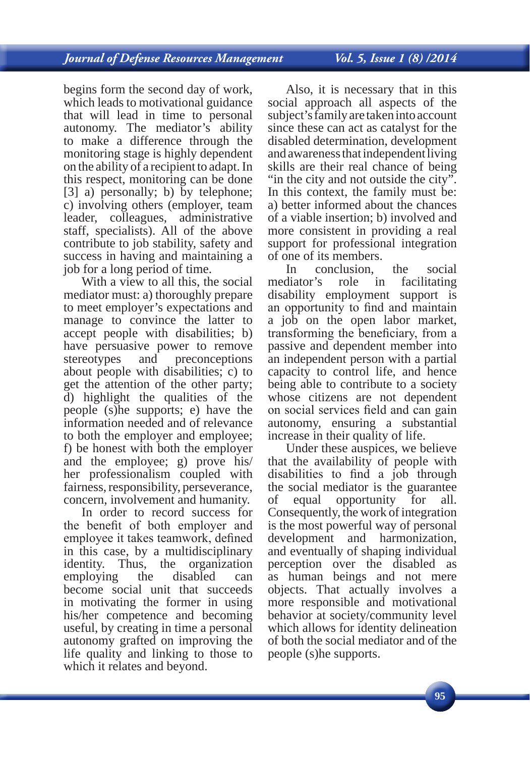begins form the second day of work, which leads to motivational guidance that will lead in time to personal autonomy. The mediator's ability to make a difference through the monitoring stage is highly dependent on the ability of a recipient to adapt. In this respect, monitoring can be done [3] a) personally; b) by telephone; c) involving others (employer, team leader, colleagues, administrative staff, specialists). All of the above contribute to job stability, safety and success in having and maintaining a job for a long period of time.

With a view to all this, the social mediator must: a) thoroughly prepare to meet employer's expectations and manage to convince the latter to accept people with disabilities; b) have persuasive power to remove stereotypes and preconceptions about people with disabilities; c) to get the attention of the other party; d) highlight the qualities of the people (s)he supports; e) have the information needed and of relevance to both the employer and employee; f) be honest with both the employer and the employee; g) prove his/her professionalism coupled with fairness, responsibility, perseverance, concern, involvement and humanity.

In order to record success for the benefit of both employer and employee it takes teamwork, defined in this case, by a multidisciplinary identity. Thus, the organization employing the disabled can become social unit that succeeds in motivating the former in using his/her competence and becoming useful, by creating in time a personal autonomy grafted on improving the life quality and linking to those to which it relates and beyond.

Also, it is necessary that in this social approach all aspects of the subject's family are taken into account since these can act as catalyst for the disabled determination, development and awareness that independent living skills are their real chance of being "in the city and not outside the city". In this context, the family must be: a) better informed about the chances of a viable insertion; b) involved and more consistent in providing a real support for professional integration of one of its members.

In conclusion, the social mediator's role in facilitating disability employment support is an opportunity to find and maintain a job on the open labor market, transforming the beneficiary, from a passive and dependent member into an independent person with a partial capacity to control life, and hence being able to contribute to a society whose citizens are not dependent on social services field and can gain autonomy, ensuring a substantial increase in their quality of life.

Under these auspices, we believe that the availability of people with disabilities to find a job through the social mediator is the guarantee of equal opportunity for all. Consequently, the work of integration is the most powerful way of personal development and harmonization, and eventually of shaping individual perception over the disabled as as human beings and not mere objects. That actually involves a more responsible and motivational behavior at society/community level which allows for identity delineation of both the social mediator and of the people (s)he supports.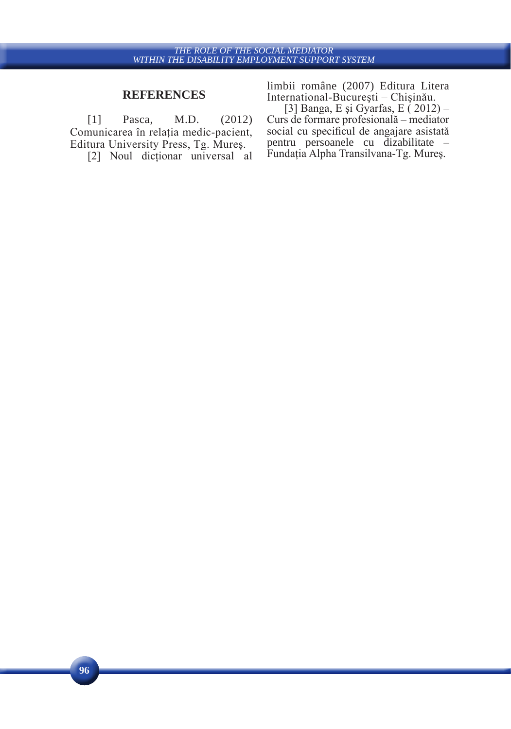## REFERENCES

[1] Pasca, M.D. (2012) Comunicarea în relaţia medic-pacient, Editura University Press, Tg. Mureş.

[2] Noul dicționar universal al limbii române (2007) Editura Litera International-Bucureşti – Chişinău.

[3] Banga, E şi Gyarfas, E ( 2012) – Curs de formare profesională – mediator social cu specificul de angajare asistată pentru persoanele cu dizabilitate – Fundația Alpha Transilvana-Tg. Mureş.